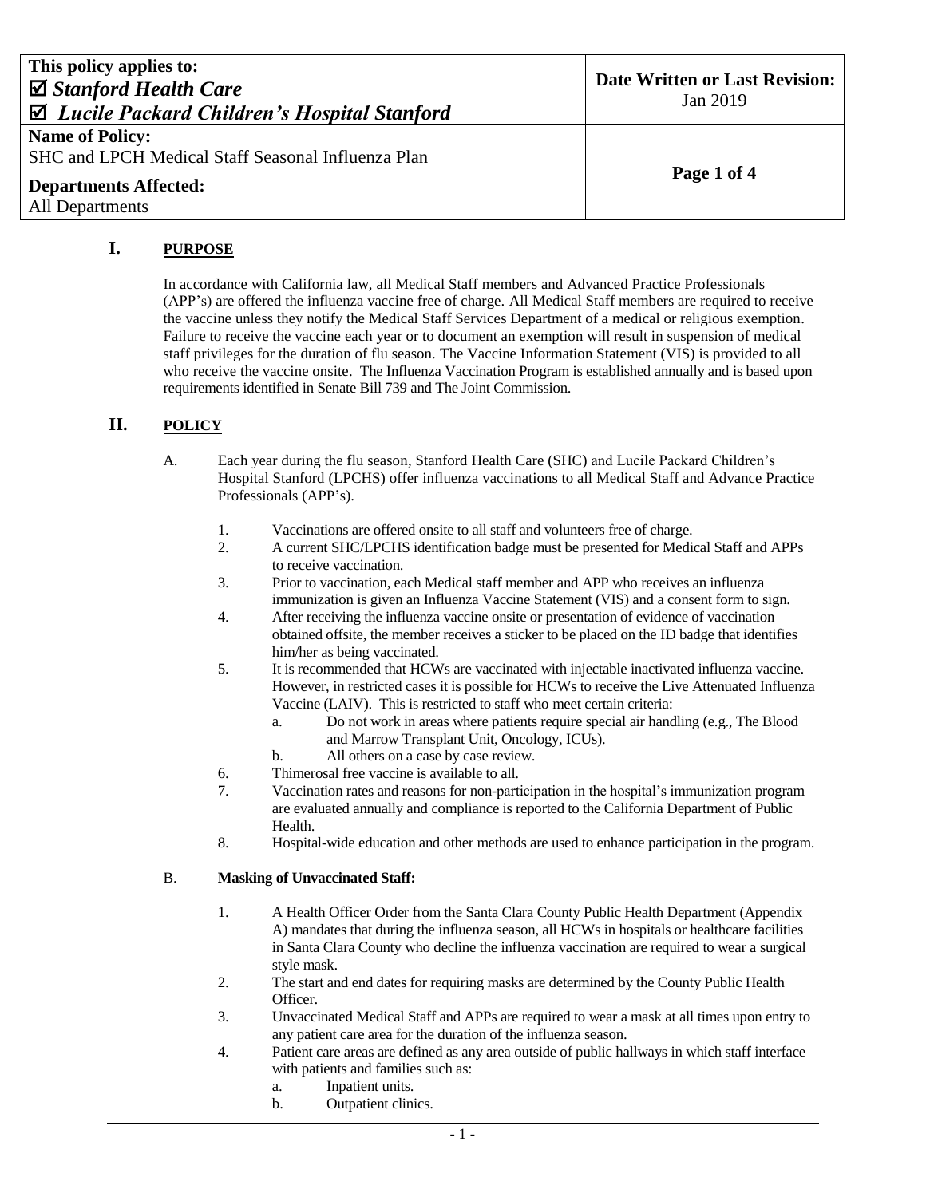| This policy applies to: | Date Written or Last Revision: |
| --- | --- |
| ☑ ***Stanford Health Care*** | Jan 2019 |
| ☑ ***Lucile Packard Children's Hospital Stanford*** | |
| **Name of Policy:** SHC and LPCH Medical Staff Seasonal Influenza Plan | |
| **Departments Affected:** All Departments | |

## I. PURPOSE

In accordance with California law, all Medical Staff members and Advanced Practice Professionals (APP's) are offered the influenza vaccine free of charge. All Medical Staff members are required to receive the vaccine unless they notify the Medical Staff Services Department of a medical or religious exemption. Failure to receive the vaccine each year or to document an exemption will result in suspension of medical staff privileges for the duration of flu season. The Vaccine Information Statement (VIS) is provided to all who receive the vaccine onsite. The Influenza Vaccination Program is established annually and is based upon requirements identified in Senate Bill 739 and The Joint Commission.

## II. POLICY

A. Each year during the flu season, Stanford Health Care (SHC) and Lucile Packard Children's Hospital Stanford (LPCHS) offer influenza vaccinations to all Medical Staff and Advance Practice Professionals (APP's).

1. Vaccinations are offered onsite to all staff and volunteers free of charge.
2. A current SHC/LPCHS identification badge must be presented for Medical Staff and APPs to receive vaccination.
3. Prior to vaccination, each Medical staff member and APP who receives an influenza immunization is given an Influenza Vaccine Statement (VIS) and a consent form to sign.
4. After receiving the influenza vaccine onsite or presentation of evidence of vaccination obtained offsite, the member receives a sticker to be placed on the ID badge that identifies him/her as being vaccinated.
5. It is recommended that HCWs are vaccinated with injectable inactivated influenza vaccine. However, in restricted cases it is possible for HCWs to receive the Live Attenuated Influenza Vaccine (LAIV). This is restricted to staff who meet certain criteria:
   a. Do not work in areas where patients require special air handling (e.g., The Blood and Marrow Transplant Unit, Oncology, ICUs).
   b. All others on a case by case review.
6. Thimerosal free vaccine is available to all.
7. Vaccination rates and reasons for non-participation in the hospital's immunization program are evaluated annually and compliance is reported to the California Department of Public Health.
8. Hospital-wide education and other methods are used to enhance participation in the program.

B. **Masking of Unvaccinated Staff:**

1. A Health Officer Order from the Santa Clara County Public Health Department (Appendix A) mandates that during the influenza season, all HCWs in hospitals or healthcare facilities in Santa Clara County who decline the influenza vaccination are required to wear a surgical style mask.
2. The start and end dates for requiring masks are determined by the County Public Health Officer.
3. Unvaccinated Medical Staff and APPs are required to wear a mask at all times upon entry to any patient care area for the duration of the influenza season.
4. Patient care areas are defined as any area outside of public hallways in which staff interface with patients and families such as:
   a. Inpatient units.
   b. Outpatient clinics.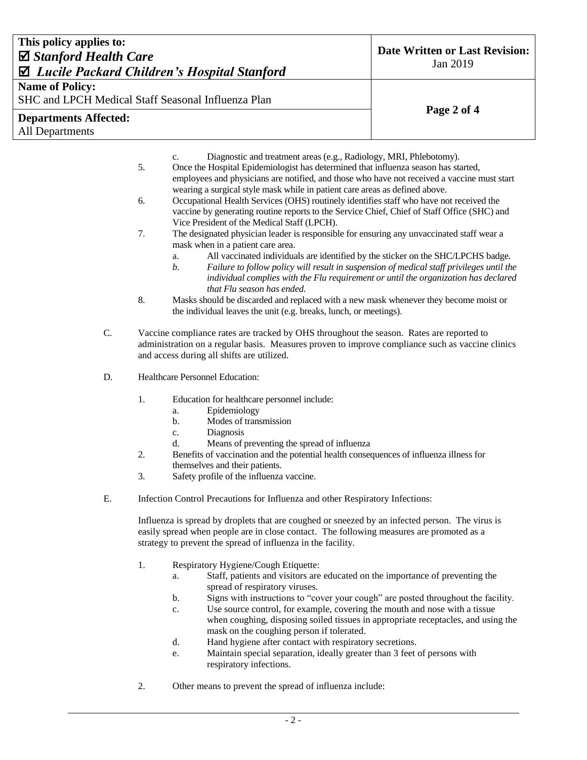c. Diagnostic and treatment areas (e.g., Radiology, MRI, Phlebotomy).

5. Once the Hospital Epidemiologist has determined that influenza season has started, employees and physicians are notified, and those who have not received a vaccine must start wearing a surgical style mask while in patient care areas as defined above.
6. Occupational Health Services (OHS) routinely identifies staff who have not received the vaccine by generating routine reports to the Service Chief, Chief of Staff Office (SHC) and Vice President of the Medical Staff (LPCH).
7. The designated physician leader is responsible for ensuring any unvaccinated staff wear a mask when in a patient care area.
   a. All vaccinated individuals are identified by the sticker on the SHC/LPCHS badge.
   *b. Failure to follow policy will result in suspension of medical staff privileges until the individual complies with the Flu requirement or until the organization has declared that Flu season has ended.*
8. Masks should be discarded and replaced with a new mask whenever they become moist or the individual leaves the unit (e.g. breaks, lunch, or meetings).

C. Vaccine compliance rates are tracked by OHS throughout the season. Rates are reported to administration on a regular basis. Measures proven to improve compliance such as vaccine clinics and access during all shifts are utilized.

D. Healthcare Personnel Education:

1. Education for healthcare personnel include:
   a. Epidemiology
   b. Modes of transmission
   c. Diagnosis
   d. Means of preventing the spread of influenza
2. Benefits of vaccination and the potential health consequences of influenza illness for themselves and their patients.
3. Safety profile of the influenza vaccine.

E. Infection Control Precautions for Influenza and other Respiratory Infections:

Influenza is spread by droplets that are coughed or sneezed by an infected person. The virus is easily spread when people are in close contact. The following measures are promoted as a strategy to prevent the spread of influenza in the facility.

1. Respiratory Hygiene/Cough Etiquette:
   a. Staff, patients and visitors are educated on the importance of preventing the spread of respiratory viruses.
   b. Signs with instructions to "cover your cough" are posted throughout the facility.
   c. Use source control, for example, covering the mouth and nose with a tissue when coughing, disposing soiled tissues in appropriate receptacles, and using the mask on the coughing person if tolerated.
   d. Hand hygiene after contact with respiratory secretions.
   e. Maintain special separation, ideally greater than 3 feet of persons with respiratory infections.
2. Other means to prevent the spread of influenza include: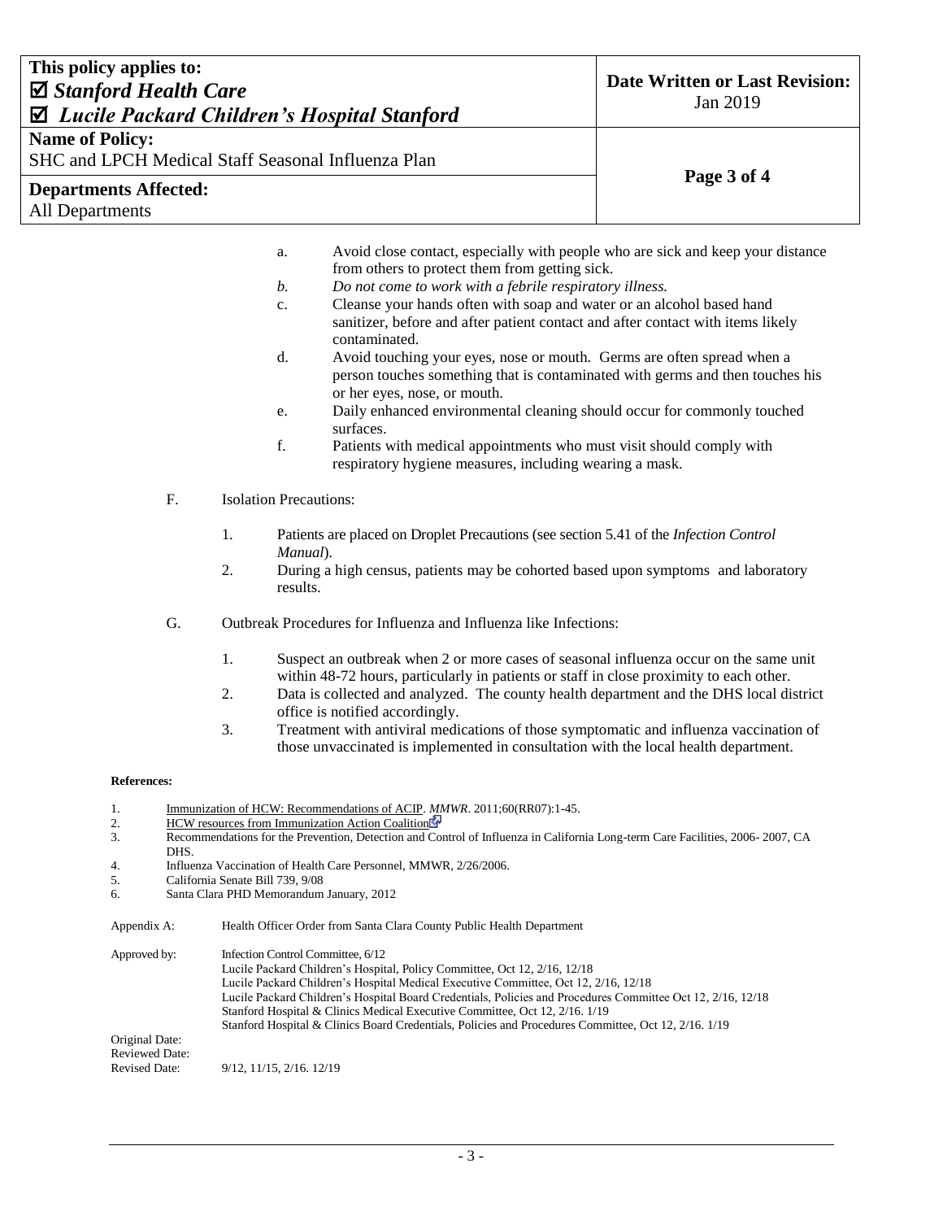a. Avoid close contact, especially with people who are sick and keep your distance from others to protect them from getting sick.
*b. Do not come to work with a febrile respiratory illness.*
c. Cleanse your hands often with soap and water or an alcohol based hand sanitizer, before and after patient contact and after contact with items likely contaminated.
d. Avoid touching your eyes, nose or mouth. Germs are often spread when a person touches something that is contaminated with germs and then touches his or her eyes, nose, or mouth.
e. Daily enhanced environmental cleaning should occur for commonly touched surfaces.
f. Patients with medical appointments who must visit should comply with respiratory hygiene measures, including wearing a mask.

F. Isolation Precautions:

1. Patients are placed on Droplet Precautions (see section 5.41 of the *Infection Control Manual*).
2. During a high census, patients may be cohorted based upon symptoms and laboratory results.

G. Outbreak Procedures for Influenza and Influenza like Infections:

1. Suspect an outbreak when 2 or more cases of seasonal influenza occur on the same unit within 48-72 hours, particularly in patients or staff in close proximity to each other.
2. Data is collected and analyzed. The county health department and the DHS local district office is notified accordingly.
3. Treatment with antiviral medications of those symptomatic and influenza vaccination of those unvaccinated is implemented in consultation with the local health department.

**References:**

1. Immunization of HCW: Recommendations of ACIP. *MMWR*. 2011;60(RR07):1-45.
2. HCW resources from Immunization Action Coalition
3. Recommendations for the Prevention, Detection and Control of Influenza in California Long-term Care Facilities, 2006- 2007, CA DHS.
4. Influenza Vaccination of Health Care Personnel, MMWR, 2/26/2006.
5. California Senate Bill 739, 9/08
6. Santa Clara PHD Memorandum January, 2012

Appendix A: Health Officer Order from Santa Clara County Public Health Department

Approved by:
Infection Control Committee, 6/12
Lucile Packard Children's Hospital, Policy Committee, Oct 12, 2/16, 12/18
Lucile Packard Children's Hospital Medical Executive Committee, Oct 12, 2/16, 12/18
Lucile Packard Children's Hospital Board Credentials, Policies and Procedures Committee Oct 12, 2/16, 12/18
Stanford Hospital & Clinics Medical Executive Committee, Oct 12, 2/16. 1/19
Stanford Hospital & Clinics Board Credentials, Policies and Procedures Committee, Oct 12, 2/16. 1/19

Original Date:
Reviewed Date:
Revised Date: 9/12, 11/15, 2/16. 12/19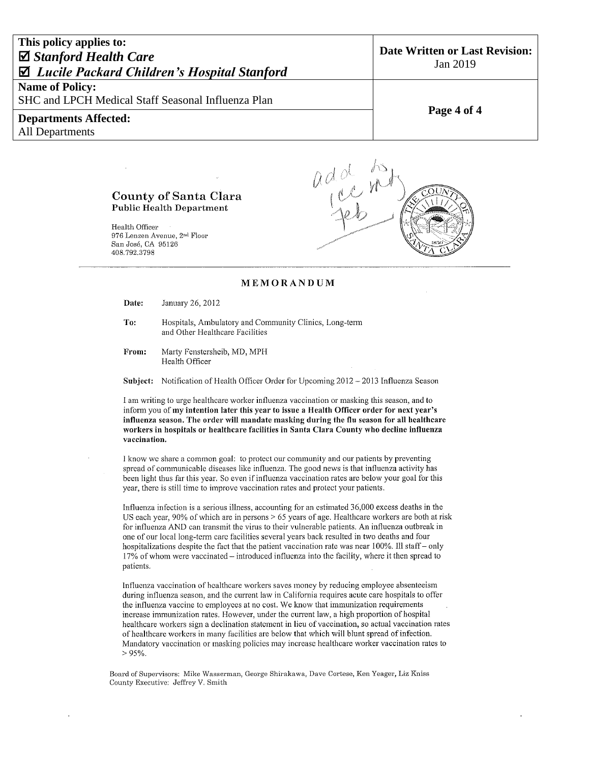| This policy applies to: ☑ *Stanford Health Care* ☑ *Lucile Packard Children's Hospital Stanford* | Date Written or Last Revision: Jan 2019 |
|---|---|
| **Name of Policy:** SHC and LPCH Medical Staff Seasonal Influenza Plan | Page 4 of 4 |
| **Departments Affected:** All Departments | |

**County of Santa Clara**
**Public Health Department**

Health Officer
976 Lenzen Avenue, 2nd Floor
San José, CA 95126
408.792.3798

add to rec'd Feb

## MEMORANDUM

**Date:** January 26, 2012

**To:** Hospitals, Ambulatory and Community Clinics, Long-term and Other Healthcare Facilities

**From:** Marty Fenstersheib, MD, MPH
Health Officer

**Subject:** Notification of Health Officer Order for Upcoming 2012 – 2013 Influenza Season

I am writing to urge healthcare worker influenza vaccination or masking this season, and to inform you of **my intention later this year to issue a Health Officer order for next year's influenza season. The order will mandate masking during the flu season for all healthcare workers in hospitals or healthcare facilities in Santa Clara County who decline influenza vaccination.**

I know we share a common goal: to protect our community and our patients by preventing spread of communicable diseases like influenza. The good news is that influenza activity has been light thus far this year. So even if influenza vaccination rates are below your goal for this year, there is still time to improve vaccination rates and protect your patients.

Influenza infection is a serious illness, accounting for an estimated 36,000 excess deaths in the US each year, 90% of which are in persons > 65 years of age. Healthcare workers are both at risk for influenza AND can transmit the virus to their vulnerable patients. An influenza outbreak in one of our local long-term care facilities several years back resulted in two deaths and four hospitalizations despite the fact that the patient vaccination rate was near 100%. Ill staff – only 17% of whom were vaccinated – introduced influenza into the facility, where it then spread to patients.

Influenza vaccination of healthcare workers saves money by reducing employee absenteeism during influenza season, and the current law in California requires acute care hospitals to offer the influenza vaccine to employees at no cost. We know that immunization requirements increase immunization rates. However, under the current law, a high proportion of hospital healthcare workers sign a declination statement in lieu of vaccination, so actual vaccination rates of healthcare workers in many facilities are below that which will blunt spread of infection. Mandatory vaccination or masking policies may increase healthcare worker vaccination rates to > 95%.

Board of Supervisors: Mike Wasserman, George Shirakawa, Dave Cortese, Ken Yeager, Liz Kniss
County Executive: Jeffrey V. Smith